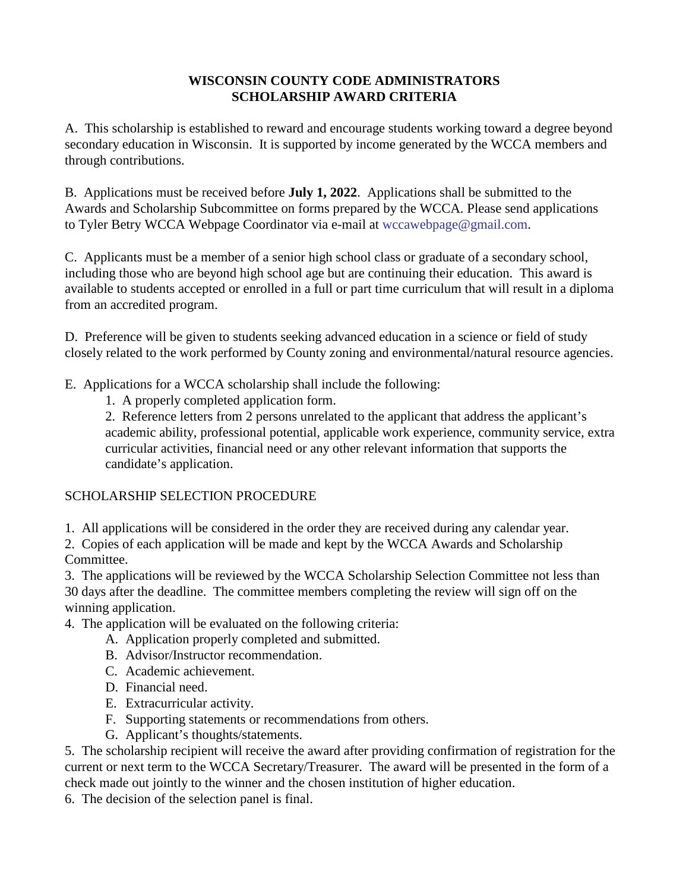# WISCONSIN COUNTY CODE ADMINISTRATORS
# SCHOLARSHIP AWARD CRITERIA

A. This scholarship is established to reward and encourage students working toward a degree beyond secondary education in Wisconsin. It is supported by income generated by the WCCA members and through contributions.

B. Applications must be received before **July 1, 2022**. Applications shall be submitted to the Awards and Scholarship Subcommittee on forms prepared by the WCCA. Please send applications to Tyler Betry WCCA Webpage Coordinator via e-mail at wccawebpage@gmail.com.

C. Applicants must be a member of a senior high school class or graduate of a secondary school, including those who are beyond high school age but are continuing their education. This award is available to students accepted or enrolled in a full or part time curriculum that will result in a diploma from an accredited program.

D. Preference will be given to students seeking advanced education in a science or field of study closely related to the work performed by County zoning and environmental/natural resource agencies.

E. Applications for a WCCA scholarship shall include the following:

1. A properly completed application form.
2. Reference letters from 2 persons unrelated to the applicant that address the applicant's academic ability, professional potential, applicable work experience, community service, extra curricular activities, financial need or any other relevant information that supports the candidate's application.

SCHOLARSHIP SELECTION PROCEDURE

1. All applications will be considered in the order they are received during any calendar year.
2. Copies of each application will be made and kept by the WCCA Awards and Scholarship Committee.
3. The applications will be reviewed by the WCCA Scholarship Selection Committee not less than 30 days after the deadline. The committee members completing the review will sign off on the winning application.
4. The application will be evaluated on the following criteria:
   - A. Application properly completed and submitted.
   - B. Advisor/Instructor recommendation.
   - C. Academic achievement.
   - D. Financial need.
   - E. Extracurricular activity.
   - F. Supporting statements or recommendations from others.
   - G. Applicant's thoughts/statements.
5. The scholarship recipient will receive the award after providing confirmation of registration for the current or next term to the WCCA Secretary/Treasurer. The award will be presented in the form of a check made out jointly to the winner and the chosen institution of higher education.
6. The decision of the selection panel is final.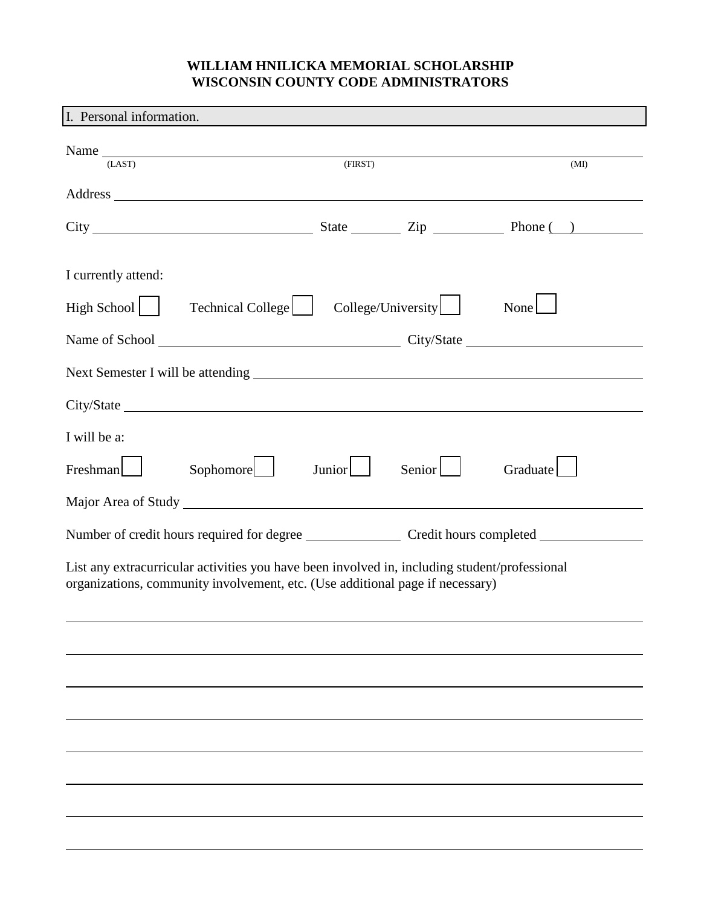**WILLIAM HNILICKA MEMORIAL SCHOLARSHIP**
**WISCONSIN COUNTY CODE ADMINISTRATORS**

I. Personal information.

Name ______________________________________________________________
(LAST) (FIRST) (MI)

Address ______________________________________________________________

City ____________________ State ________ Zip __________ Phone (   ) __________

I currently attend:

High School ☐ Technical College ☐ College/University ☐ None ☐

Name of School ______________________ City/State ______________________

Next Semester I will be attending ______________________________________________

City/State ______________________________________________________________

I will be a:

Freshman ☐ Sophomore ☐ Junior ☐ Senior ☐ Graduate ☐

Major Area of Study ______________________________________________________

Number of credit hours required for degree ____________ Credit hours completed ____________

List any extracurricular activities you have been involved in, including student/professional organizations, community involvement, etc. (Use additional page if necessary)

______________________________________________________________

______________________________________________________________

______________________________________________________________

______________________________________________________________

______________________________________________________________

______________________________________________________________

______________________________________________________________

______________________________________________________________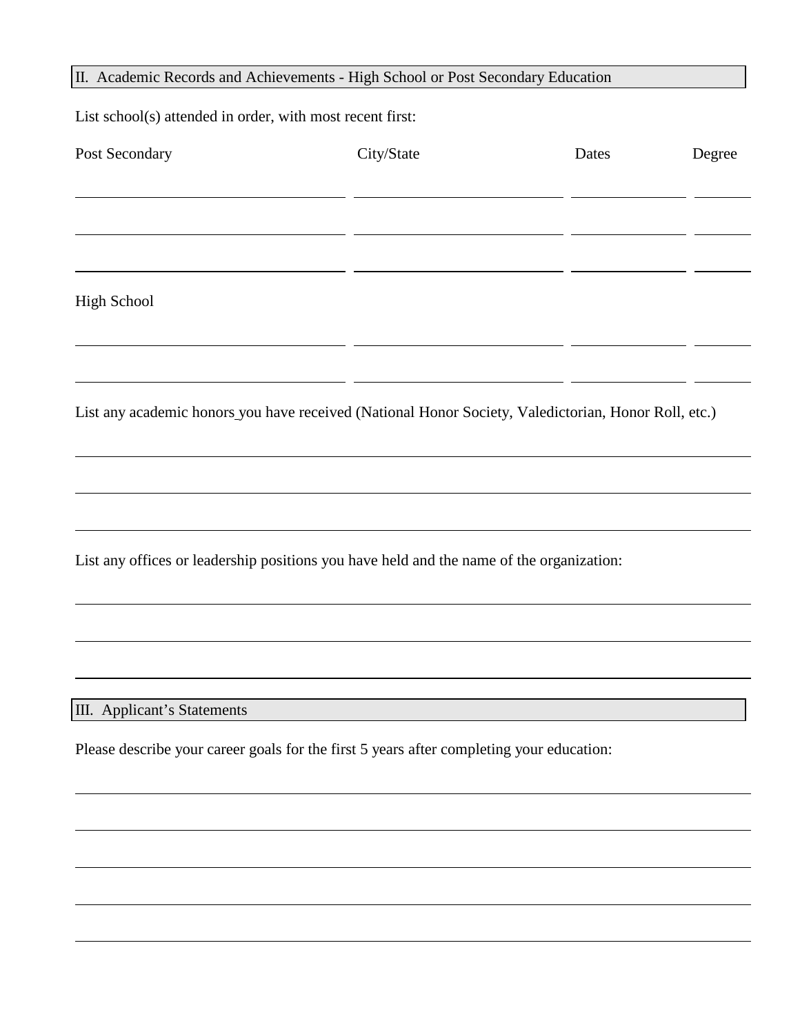## II. Academic Records and Achievements - High School or Post Secondary Education

List school(s) attended in order, with most recent first:

| Post Secondary | City/State | Dates | Degree |
|---|---|---|---|
| | | | |
| | | | |
| | | | |

| High School | | | |
|---|---|---|---|
| | | | |
| | | | |

List any academic honors you have received (National Honor Society, Valedictorian, Honor Roll, etc.)

_______________________________________________

_______________________________________________

_______________________________________________

List any offices or leadership positions you have held and the name of the organization:

_______________________________________________

_______________________________________________

_______________________________________________

## III. Applicant's Statements

Please describe your career goals for the first 5 years after completing your education:

_______________________________________________

_______________________________________________

_______________________________________________

_______________________________________________

_______________________________________________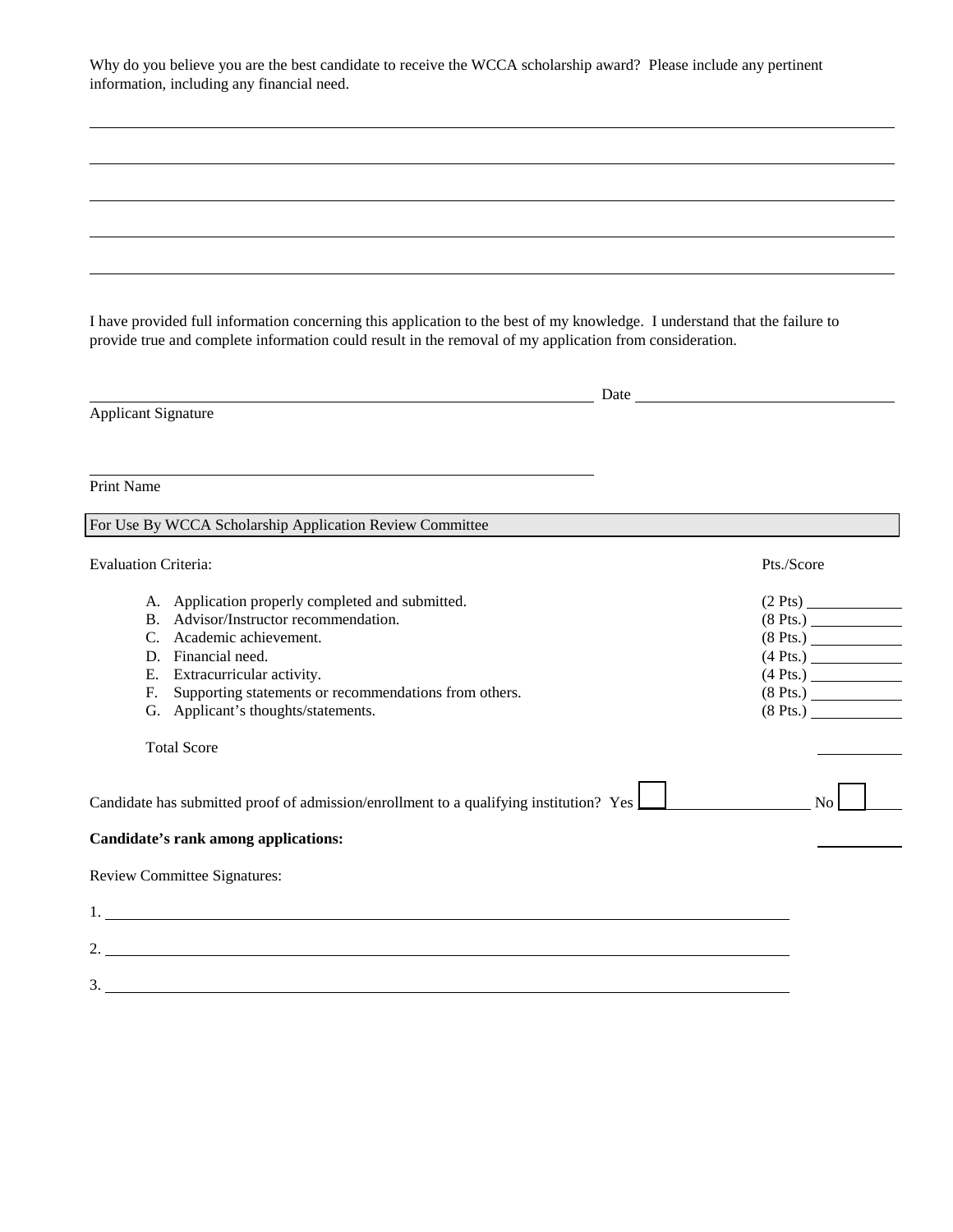Why do you believe you are the best candidate to receive the WCCA scholarship award? Please include any pertinent information, including any financial need.

______________________________________________________________________

______________________________________________________________________

______________________________________________________________________

______________________________________________________________________

______________________________________________________________________

I have provided full information concerning this application to the best of my knowledge. I understand that the failure to provide true and complete information could result in the removal of my application from consideration.

______________________________________ Date ____________________

Applicant Signature

______________________________________

Print Name

For Use By WCCA Scholarship Application Review Committee

Evaluation Criteria: Pts./Score

A. Application properly completed and submitted. (2 Pts) __________
B. Advisor/Instructor recommendation. (8 Pts.) __________
C. Academic achievement. (8 Pts.) __________
D. Financial need. (4 Pts.) __________
E. Extracurricular activity. (4 Pts.) __________
F. Supporting statements or recommendations from others. (8 Pts.) __________
G. Applicant's thoughts/statements. (8 Pts.) __________

Total Score __________

Candidate has submitted proof of admission/enrollment to a qualifying institution? Yes ☐ No ☐

**Candidate's rank among applications:** __________

Review Committee Signatures:

1. ______________________________________

2. ______________________________________

3. ______________________________________